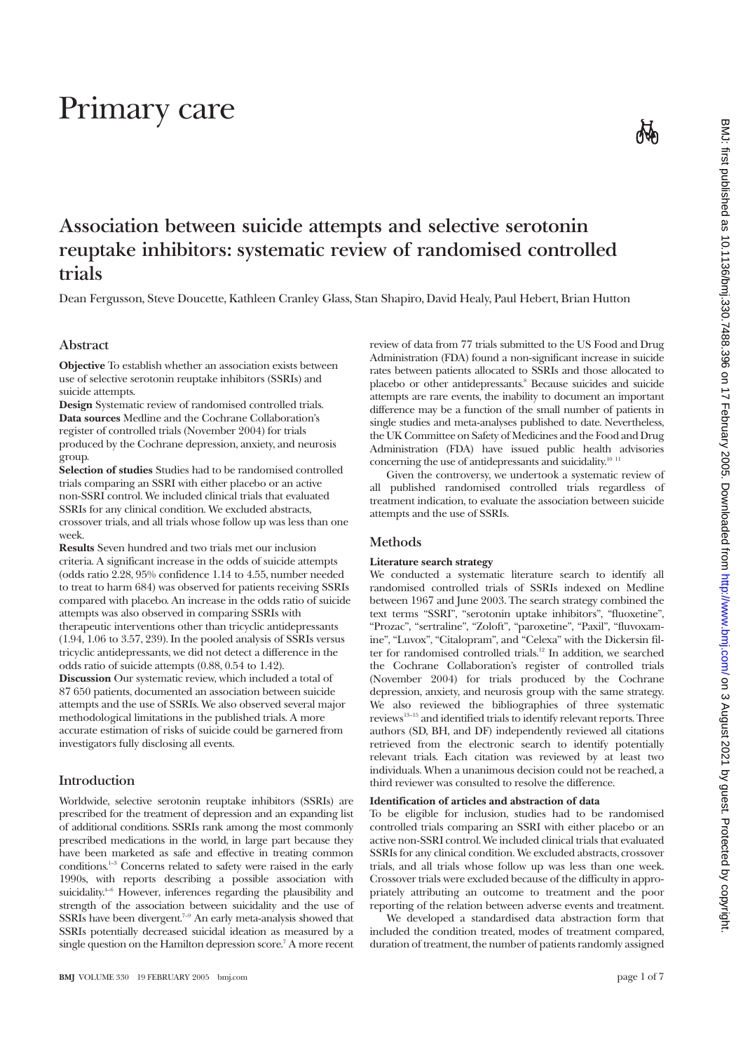# Primary care

## Association between suicide attempts and selective serotonin reuptake inhibitors: systematic review of randomised controlled trials

Dean Fergusson, Steve Doucette, Kathleen Cranley Glass, Stan Shapiro, David Healy, Paul Hebert, Brian Hutton

### Abstract

**Objective** To establish whether an association exists between use of selective serotonin reuptake inhibitors (SSRIs) and suicide attempts.

**Design** Systematic review of randomised controlled trials.

**Data sources** Medline and the Cochrane Collaboration's register of controlled trials (November 2004) for trials produced by the Cochrane depression, anxiety, and neurosis group.

**Selection of studies** Studies had to be randomised controlled trials comparing an SSRI with either placebo or an active non-SSRI control. We included clinical trials that evaluated SSRIs for any clinical condition. We excluded abstracts, crossover trials, and all trials whose follow up was less than one week.

**Results** Seven hundred and two trials met our inclusion criteria. A significant increase in the odds of suicide attempts (odds ratio 2.28, 95% confidence 1.14 to 4.55, number needed to treat to harm 684) was observed for patients receiving SSRIs compared with placebo. An increase in the odds ratio of suicide attempts was also observed in comparing SSRIs with therapeutic interventions other than tricyclic antidepressants (1.94, 1.06 to 3.57, 239). In the pooled analysis of SSRIs versus tricyclic antidepressants, we did not detect a difference in the odds ratio of suicide attempts (0.88, 0.54 to 1.42).

**Discussion** Our systematic review, which included a total of 87 650 patients, documented an association between suicide attempts and the use of SSRIs. We also observed several major methodological limitations in the published trials. A more accurate estimation of risks of suicide could be garnered from investigators fully disclosing all events.

### Introduction

Worldwide, selective serotonin reuptake inhibitors (SSRIs) are prescribed for the treatment of depression and an expanding list of additional conditions. SSRIs rank among the most commonly prescribed medications in the world, in large part because they have been marketed as safe and effective in treating common conditions.[1–3] Concerns related to safety were raised in the early 1990s, with reports describing a possible association with suicidality.[4–6] However, inferences regarding the plausibility and strength of the association between suicidality and the use of SSRIs have been divergent.[7–9] An early meta-analysis showed that SSRIs potentially decreased suicidal ideation as measured by a single question on the Hamilton depression score.[7] A more recent review of data from 77 trials submitted to the US Food and Drug Administration (FDA) found a non-significant increase in suicide rates between patients allocated to SSRIs and those allocated to placebo or other antidepressants.[8] Because suicides and suicide attempts are rare events, the inability to document an important difference may be a function of the small number of patients in single studies and meta-analyses published to date. Nevertheless, the UK Committee on Safety of Medicines and the Food and Drug Administration (FDA) have issued public health advisories concerning the use of antidepressants and suicidality.[10 11]

Given the controversy, we undertook a systematic review of all published randomised controlled trials regardless of treatment indication, to evaluate the association between suicide attempts and the use of SSRIs.

### Methods

#### Literature search strategy

We conducted a systematic literature search to identify all randomised controlled trials of SSRIs indexed on Medline between 1967 and June 2003. The search strategy combined the text terms "SSRI", "serotonin uptake inhibitors", "fluoxetine", "Prozac", "sertraline", "Zoloft", "paroxetine", "Paxil", "fluvoxamine", "Luvox", "Citalopram", and "Celexa" with the Dickersin filter for randomised controlled trials.[12] In addition, we searched the Cochrane Collaboration's register of controlled trials (November 2004) for trials produced by the Cochrane depression, anxiety, and neurosis group with the same strategy. We also reviewed the bibliographies of three systematic reviews[13–15] and identified trials to identify relevant reports. Three authors (SD, BH, and DF) independently reviewed all citations retrieved from the electronic search to identify potentially relevant trials. Each citation was reviewed by at least two individuals. When a unanimous decision could not be reached, a third reviewer was consulted to resolve the difference.

#### Identification of articles and abstraction of data

To be eligible for inclusion, studies had to be randomised controlled trials comparing an SSRI with either placebo or an active non-SSRI control. We included clinical trials that evaluated SSRIs for any clinical condition. We excluded abstracts, crossover trials, and all trials whose follow up was less than one week. Crossover trials were excluded because of the difficulty in appropriately attributing an outcome to treatment and the poor reporting of the relation between adverse events and treatment.

We developed a standardised data abstraction form that included the condition treated, modes of treatment compared, duration of treatment, the number of patients randomly assigned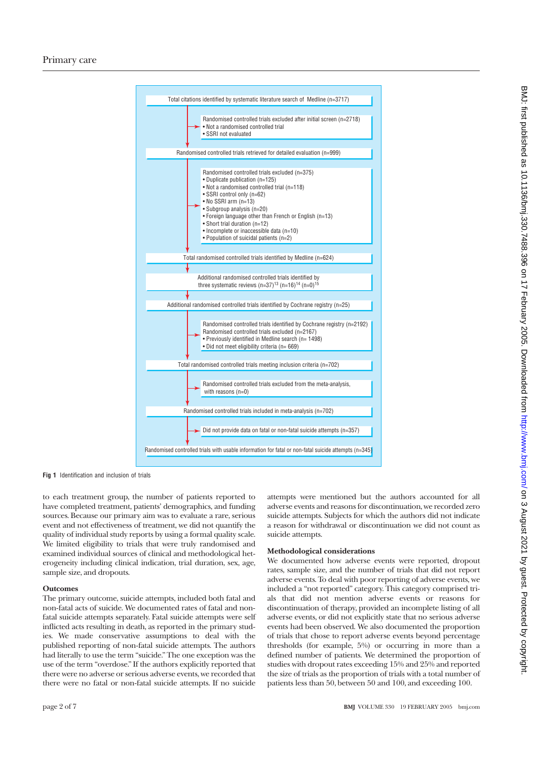Total citations identified by systematic literature search of Medline (n=3717)

→ Randomised controlled trials excluded after initial screen (n=2718)
- Not a randomised controlled trial
- SSRI not evaluated

Randomised controlled trials retrieved for detailed evaluation (n=999)

→ Randomised controlled trials excluded (n=375)
- Duplicate publication (n=125)
- Not a randomised controlled trial (n=118)
- SSRI control only (n=62)
- No SSRI arm (n=13)
- Subgroup analysis (n=20)
- Foreign language other than French or English (n=13)
- Short trial duration (n=12)
- Incomplete or inaccessible data (n=10)
- Population of suicidal patients (n=2)

Total randomised controlled trials identified by Medline (n=624)

Additional randomised controlled trials identified by three systematic reviews (n=37)[13] (n=16)[14] (n=0)[15]

Additional randomised controlled trials identified by Cochrane registry (n=25)

→ Randomised controlled trials identified by Cochrane registry (n=2192)
Randomised controlled trials excluded (n=2167)
- Previously identified in Medline search (n= 1498)
- Did not meet eligibility criteria (n= 669)

Total randomised controlled trials meeting inclusion criteria (n=702)

→ Randomised controlled trials excluded from the meta-analysis, with reasons (n=0)

Randomised controlled trials included in meta-analysis (n=702)

→ Did not provide data on fatal or non-fatal suicide attempts (n=357)

Randomised controlled trials with usable information for fatal or non-fatal suicide attempts (n=345)

**Fig 1** Identification and inclusion of trials

to each treatment group, the number of patients reported to have completed treatment, patients' demographics, and funding sources. Because our primary aim was to evaluate a rare, serious event and not effectiveness of treatment, we did not quantify the quality of individual study reports by using a formal quality scale. We limited eligibility to trials that were truly randomised and examined individual sources of clinical and methodological heterogeneity including clinical indication, trial duration, sex, age, sample size, and dropouts.

### Outcomes

The primary outcome, suicide attempts, included both fatal and non-fatal acts of suicide. We documented rates of fatal and non-fatal suicide attempts separately. Fatal suicide attempts were self inflicted acts resulting in death, as reported in the primary studies. We made conservative assumptions to deal with the published reporting of non-fatal suicide attempts. The authors had literally to use the term "suicide." The one exception was the use of the term "overdose." If the authors explicitly reported that there were no adverse or serious adverse events, we recorded that there were no fatal or non-fatal suicide attempts. If no suicide attempts were mentioned but the authors accounted for all adverse events and reasons for discontinuation, we recorded zero suicide attempts. Subjects for which the authors did not indicate a reason for withdrawal or discontinuation we did not count as suicide attempts.

### Methodological considerations

We documented how adverse events were reported, dropout rates, sample size, and the number of trials that did not report adverse events. To deal with poor reporting of adverse events, we included a "not reported" category. This category comprised trials that did not mention adverse events or reasons for discontinuation of therapy, provided an incomplete listing of all adverse events, or did not explicitly state that no serious adverse events had been observed. We also documented the proportion of trials that chose to report adverse events beyond percentage thresholds (for example, 5%) or occurring in more than a defined number of patients. We determined the proportion of studies with dropout rates exceeding 15% and 25% and reported the size of trials as the proportion of trials with a total number of patients less than 50, between 50 and 100, and exceeding 100.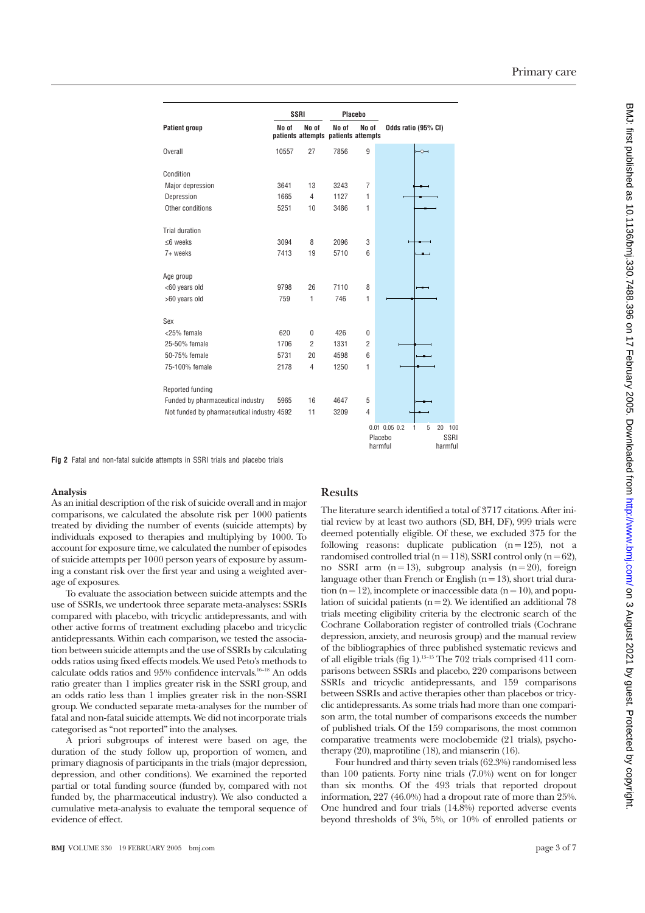| Patient group | SSRI No of patients | SSRI No of attempts | Placebo No of patients | Placebo No of attempts | Odds ratio (95% CI) |
|---|---|---|---|---|---|
| Overall | 10557 | 27 | 7856 | 9 | |
| **Condition** | | | | | |
| Major depression | 3641 | 13 | 3243 | 7 | |
| Depression | 1665 | 4 | 1127 | 1 | |
| Other conditions | 5251 | 10 | 3486 | 1 | |
| **Trial duration** | | | | | |
| ≤6 weeks | 3094 | 8 | 2096 | 3 | |
| 7+ weeks | 7413 | 19 | 5710 | 6 | |
| **Age group** | | | | | |
| <60 years old | 9798 | 26 | 7110 | 8 | |
| >60 years old | 759 | 1 | 746 | 1 | |
| **Sex** | | | | | |
| <25% female | 620 | 0 | 426 | 0 | |
| 25-50% female | 1706 | 2 | 1331 | 2 | |
| 50-75% female | 5731 | 20 | 4598 | 6 | |
| 75-100% female | 2178 | 4 | 1250 | 1 | |
| **Reported funding** | | | | | |
| Funded by pharmaceutical industry | 5965 | 16 | 4647 | 5 | |
| Not funded by pharmaceutical industry | 4592 | 11 | 3209 | 4 | |

Odds ratio axis: 0.01, 0.05, 0.2, 1, 5, 20, 100 (Placebo harmful ← → SSRI harmful)

**Fig 2** Fatal and non-fatal suicide attempts in SSRI trials and placebo trials

#### Analysis

As an initial description of the risk of suicide overall and in major comparisons, we calculated the absolute risk per 1000 patients treated by dividing the number of events (suicide attempts) by individuals exposed to therapies and multiplying by 1000. To account for exposure time, we calculated the number of episodes of suicide attempts per 1000 person years of exposure by assuming a constant risk over the first year and using a weighted average of exposures.

To evaluate the association between suicide attempts and the use of SSRIs, we undertook three separate meta-analyses: SSRIs compared with placebo, with tricyclic antidepressants, and with other active forms of treatment excluding placebo and tricyclic antidepressants. Within each comparison, we tested the association between suicide attempts and the use of SSRIs by calculating odds ratios using fixed effects models. We used Peto's methods to calculate odds ratios and 95% confidence intervals.[16-18] An odds ratio greater than 1 implies greater risk in the SSRI group, and an odds ratio less than 1 implies greater risk in the non-SSRI group. We conducted separate meta-analyses for the number of fatal and non-fatal suicide attempts. We did not incorporate trials categorised as "not reported" into the analyses.

A priori subgroups of interest were based on age, the duration of the study follow up, proportion of women, and primary diagnosis of participants in the trials (major depression, depression, and other conditions). We examined the reported partial or total funding source (funded by, compared with not funded by, the pharmaceutical industry). We also conducted a cumulative meta-analysis to evaluate the temporal sequence of evidence of effect.

## Results

The literature search identified a total of 3717 citations. After initial review by at least two authors (SD, BH, DF), 999 trials were deemed potentially eligible. Of these, we excluded 375 for the following reasons: duplicate publication (n = 125), not a randomised controlled trial (n = 118), SSRI control only (n = 62), no SSRI arm (n = 13), subgroup analysis (n = 20), foreign language other than French or English (n = 13), short trial duration (n = 12), incomplete or inaccessible data (n = 10), and population of suicidal patients (n = 2). We identified an additional 78 trials meeting eligibility criteria by the electronic search of the Cochrane Collaboration register of controlled trials (Cochrane depression, anxiety, and neurosis group) and the manual review of the bibliographies of three published systematic reviews and of all eligible trials (fig 1).[13-15] The 702 trials comprised 411 comparisons between SSRIs and placebo, 220 comparisons between SSRIs and tricyclic antidepressants, and 159 comparisons between SSRIs and active therapies other than placebos or tricyclic antidepressants. As some trials had more than one comparison arm, the total number of comparisons exceeds the number of published trials. Of the 159 comparisons, the most common comparative treatments were moclobemide (21 trials), psychotherapy (20), maprotiline (18), and mianserin (16).

Four hundred and thirty seven trials (62.3%) randomised less than 100 patients. Forty nine trials (7.0%) went on for longer than six months. Of the 493 trials that reported dropout information, 227 (46.0%) had a dropout rate of more than 25%. One hundred and four trials (14.8%) reported adverse events beyond thresholds of 3%, 5%, or 10% of enrolled patients or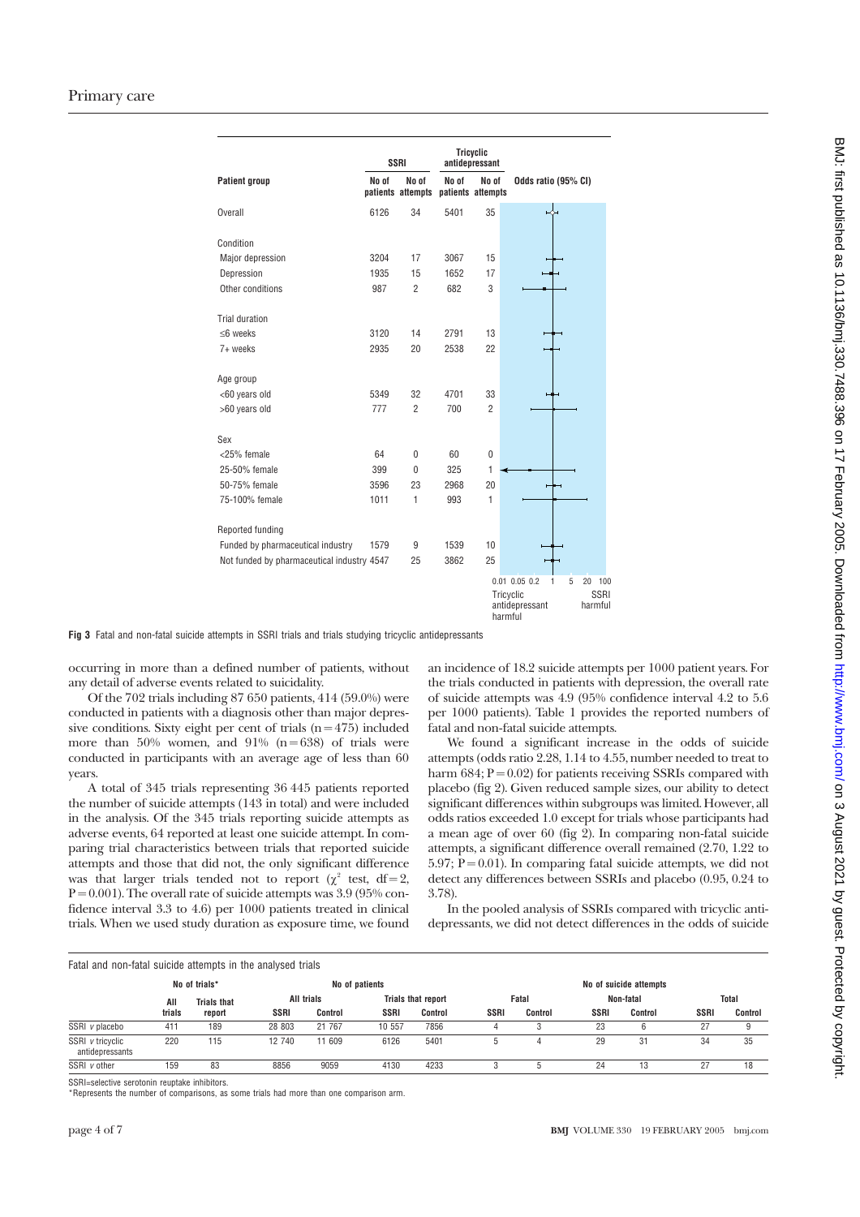| Patient group | SSRI No of patients | SSRI No of attempts | Tricyclic antidepressant No of patients | Tricyclic antidepressant No of attempts |
|---|---|---|---|---|
| Overall | 6126 | 34 | 5401 | 35 |
| **Condition** | | | | |
| Major depression | 3204 | 17 | 3067 | 15 |
| Depression | 1935 | 15 | 1652 | 17 |
| Other conditions | 987 | 2 | 682 | 3 |
| **Trial duration** | | | | |
| ≤6 weeks | 3120 | 14 | 2791 | 13 |
| 7+ weeks | 2935 | 20 | 2538 | 22 |
| **Age group** | | | | |
| <60 years old | 5349 | 32 | 4701 | 33 |
| >60 years old | 777 | 2 | 700 | 2 |
| **Sex** | | | | |
| <25% female | 64 | 0 | 60 | 0 |
| 25-50% female | 399 | 0 | 325 | 1 |
| 50-75% female | 3596 | 23 | 2968 | 20 |
| 75-100% female | 1011 | 1 | 993 | 1 |
| **Reported funding** | | | | |
| Funded by pharmaceutical industry | 1579 | 9 | 1539 | 10 |
| Not funded by pharmaceutical industry | 4547 | 25 | 3862 | 25 |

Odds ratio (95% CI) axis: 0.01, 0.05, 0.2, 1, 5, 20, 100; left: Tricyclic antidepressant harmful; right: SSRI harmful

**Fig 3** Fatal and non-fatal suicide attempts in SSRI trials and trials studying tricyclic antidepressants

occurring in more than a defined number of patients, without any detail of adverse events related to suicidality.

Of the 702 trials including 87 650 patients, 414 (59.0%) were conducted in patients with a diagnosis other than major depressive conditions. Sixty eight per cent of trials (n = 475) included more than 50% women, and 91% (n = 638) of trials were conducted in participants with an average age of less than 60 years.

A total of 345 trials representing 36 445 patients reported the number of suicide attempts (143 in total) and were included in the analysis. Of the 345 trials reporting suicide attempts as adverse events, 64 reported at least one suicide attempt. In comparing trial characteristics between trials that reported suicide attempts and those that did not, the only significant difference was that larger trials tended not to report ($\chi^2$ test, df = 2, P = 0.001). The overall rate of suicide attempts was 3.9 (95% confidence interval 3.3 to 4.6) per 1000 patients treated in clinical trials. When we used study duration as exposure time, we found an incidence of 18.2 suicide attempts per 1000 patient years. For the trials conducted in patients with depression, the overall rate of suicide attempts was 4.9 (95% confidence interval 4.2 to 5.6 per 1000 patients). Table 1 provides the reported numbers of fatal and non-fatal suicide attempts.

We found a significant increase in the odds of suicide attempts (odds ratio 2.28, 1.14 to 4.55, number needed to treat to harm 684; P = 0.02) for patients receiving SSRIs compared with placebo (fig 2). Given reduced sample sizes, our ability to detect significant differences within subgroups was limited. However, all odds ratios exceeded 1.0 except for trials whose participants had a mean age of over 60 (fig 2). In comparing non-fatal suicide attempts, a significant difference overall remained (2.70, 1.22 to 5.97; P = 0.01). In comparing fatal suicide attempts, we did not detect any differences between SSRIs and placebo (0.95, 0.24 to 3.78).

In the pooled analysis of SSRIs compared with tricyclic antidepressants, we did not detect differences in the odds of suicide

Fatal and non-fatal suicide attempts in the analysed trials

| | No of trials* | | No of patients | | | | No of suicide attempts | | | | | |
|---|---|---|---|---|---|---|---|---|---|---|---|---|
| | All trials | Trials that report | All trials | | Trials that report | | Fatal | | Non-fatal | | Total | |
| | | | SSRI | Control | SSRI | Control | SSRI | Control | SSRI | Control | SSRI | Control |
| SSRI *v* placebo | 411 | 189 | 28 803 | 21 767 | 10 557 | 7856 | 4 | 3 | 23 | 6 | 27 | 9 |
| SSRI *v* tricyclic antidepressants | 220 | 115 | 12 740 | 11 609 | 6126 | 5401 | 5 | 4 | 29 | 31 | 34 | 35 |
| SSRI *v* other | 159 | 83 | 8856 | 9059 | 4130 | 4233 | 3 | 5 | 24 | 13 | 27 | 18 |

SSRI=selective serotonin reuptake inhibitors.
*Represents the number of comparisons, as some trials had more than one comparison arm.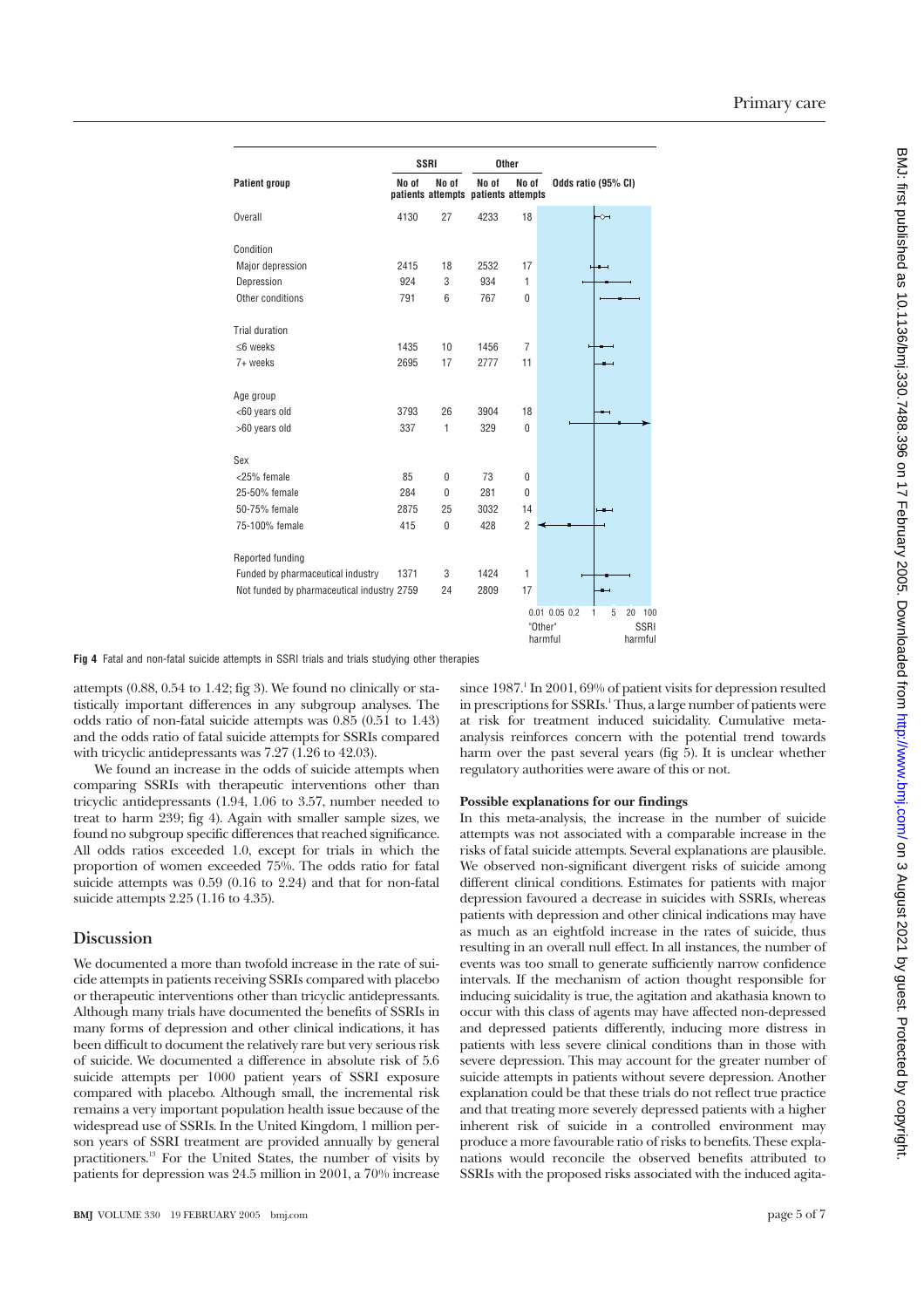| Patient group | SSRI No of patients | SSRI No of attempts | Other No of patients | Other No of attempts | Odds ratio (95% CI) |
|---|---|---|---|---|---|
| Overall | 4130 | 27 | 4233 | 18 | |
| **Condition** | | | | | |
| Major depression | 2415 | 18 | 2532 | 17 | |
| Depression | 924 | 3 | 934 | 1 | |
| Other conditions | 791 | 6 | 767 | 0 | |
| **Trial duration** | | | | | |
| ≤6 weeks | 1435 | 10 | 1456 | 7 | |
| 7+ weeks | 2695 | 17 | 2777 | 11 | |
| **Age group** | | | | | |
| <60 years old | 3793 | 26 | 3904 | 18 | |
| >60 years old | 337 | 1 | 329 | 0 | |
| **Sex** | | | | | |
| <25% female | 85 | 0 | 73 | 0 | |
| 25-50% female | 284 | 0 | 281 | 0 | |
| 50-75% female | 2875 | 25 | 3032 | 14 | |
| 75-100% female | 415 | 0 | 428 | 2 | |
| **Reported funding** | | | | | |
| Funded by pharmaceutical industry | 1371 | 3 | 1424 | 1 | |
| Not funded by pharmaceutical industry | 2759 | 24 | 2809 | 17 | |

Odds ratio axis: 0.01, 0.05, 0.2, 1, 5, 20, 100; "Other" harmful ← → SSRI harmful

**Fig 4** Fatal and non-fatal suicide attempts in SSRI trials and trials studying other therapies

attempts (0.88, 0.54 to 1.42; fig 3). We found no clinically or statistically important differences in any subgroup analyses. The odds ratio of non-fatal suicide attempts was 0.85 (0.51 to 1.43) and the odds ratio of fatal suicide attempts for SSRIs compared with tricyclic antidepressants was 7.27 (1.26 to 42.03).

We found an increase in the odds of suicide attempts when comparing SSRIs with therapeutic interventions other than tricyclic antidepressants (1.94, 1.06 to 3.57, number needed to treat to harm 239; fig 4). Again with smaller sample sizes, we found no subgroup specific differences that reached significance. All odds ratios exceeded 1.0, except for trials in which the proportion of women exceeded 75%. The odds ratio for fatal suicide attempts was 0.59 (0.16 to 2.24) and that for non-fatal suicide attempts 2.25 (1.16 to 4.35).

## Discussion

We documented a more than twofold increase in the rate of suicide attempts in patients receiving SSRIs compared with placebo or therapeutic interventions other than tricyclic antidepressants. Although many trials have documented the benefits of SSRIs in many forms of depression and other clinical indications, it has been difficult to document the relatively rare but very serious risk of suicide. We documented a difference in absolute risk of 5.6 suicide attempts per 1000 patient years of SSRI exposure compared with placebo. Although small, the incremental risk remains a very important population health issue because of the widespread use of SSRIs. In the United Kingdom, 1 million person years of SSRI treatment are provided annually by general practitioners.[13] For the United States, the number of visits by patients for depression was 24.5 million in 2001, a 70% increase since 1987.[1] In 2001, 69% of patient visits for depression resulted in prescriptions for SSRIs.[1] Thus, a large number of patients were at risk for treatment induced suicidality. Cumulative meta-analysis reinforces concern with the potential trend towards harm over the past several years (fig 5). It is unclear whether regulatory authorities were aware of this or not.

### Possible explanations for our findings

In this meta-analysis, the increase in the number of suicide attempts was not associated with a comparable increase in the risks of fatal suicide attempts. Several explanations are plausible. We observed non-significant divergent risks of suicide among different clinical conditions. Estimates for patients with major depression favoured a decrease in suicides with SSRIs, whereas patients with depression and other clinical indications may have as much as an eightfold increase in the rates of suicide, thus resulting in an overall null effect. In all instances, the number of events was too small to generate sufficiently narrow confidence intervals. If the mechanism of action thought responsible for inducing suicidality is true, the agitation and akathasia known to occur with this class of agents may have affected non-depressed and depressed patients differently, inducing more distress in patients with less severe clinical conditions than in those with severe depression. This may account for the greater number of suicide attempts in patients without severe depression. Another explanation could be that these trials do not reflect true practice and that treating more severely depressed patients with a higher inherent risk of suicide in a controlled environment may produce a more favourable ratio of risks to benefits. These explanations would reconcile the observed benefits attributed to SSRIs with the proposed risks associated with the induced agita-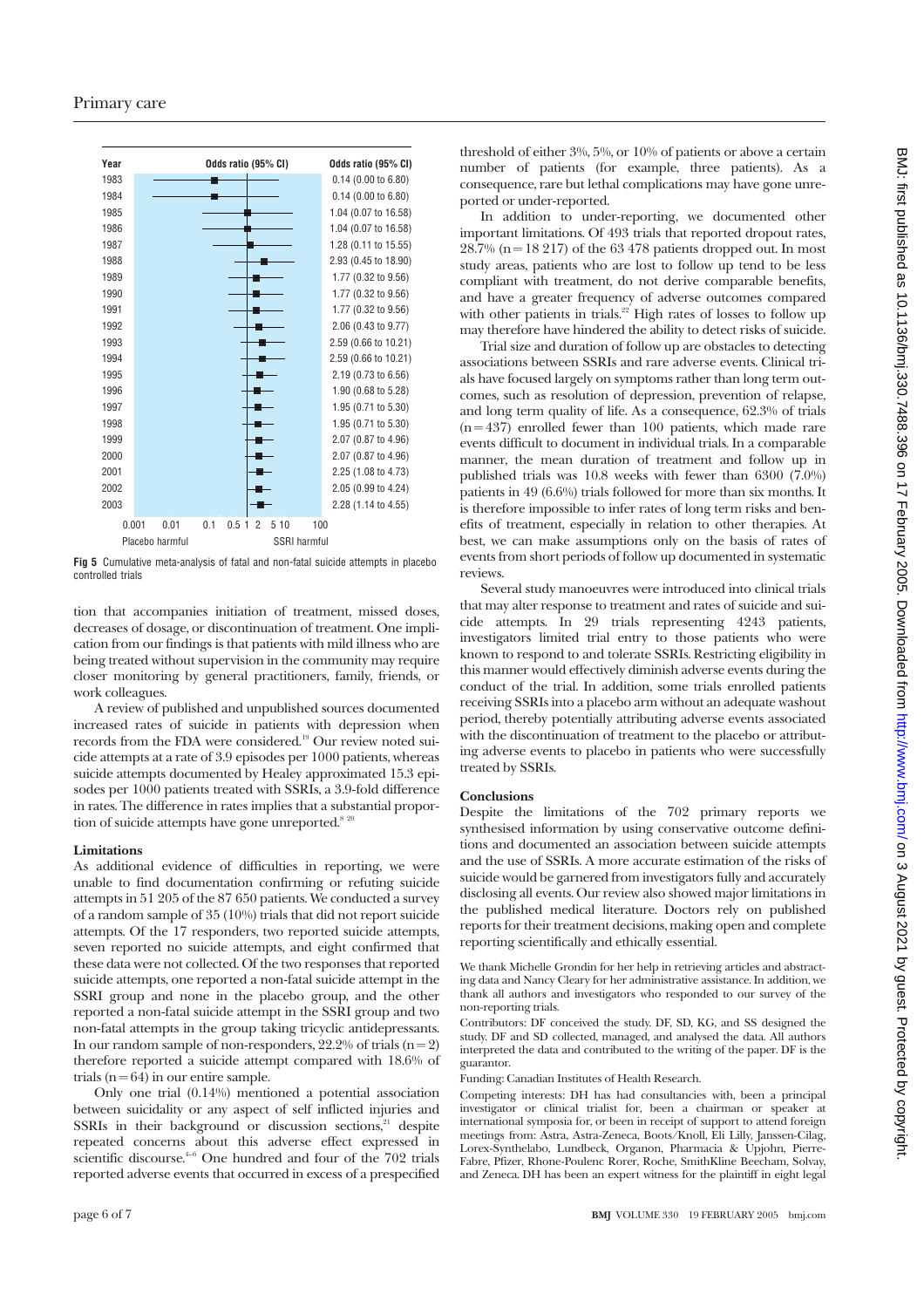Year

Odds ratio (95% CI)

Odds ratio (95% CI)

1983 0.14 (0.00 to 6.80)

1984 0.14 (0.00 to 6.80)

1985 1.04 (0.07 to 16.58)

1986 1.04 (0.07 to 16.58)

1987 1.28 (0.11 to 15.55)

1988 2.93 (0.45 to 18.90)

1989 1.77 (0.32 to 9.56)

1990 1.77 (0.32 to 9.56)

1991 1.77 (0.32 to 9.56)

1992 2.06 (0.43 to 9.77)

1993 2.59 (0.66 to 10.21)

1994 2.59 (0.66 to 10.21)

1995 2.19 (0.73 to 6.56)

1996 1.90 (0.68 to 5.28)

1997 1.95 (0.71 to 5.30)

1998 1.95 (0.71 to 5.30)

1999 2.07 (0.87 to 4.96)

2000 2.07 (0.87 to 4.96)

2001 2.25 (1.08 to 4.73)

2002 2.05 (0.99 to 4.24)

2003 2.28 (1.14 to 4.55)

0.001 0.01 0.1 0.5 1 2 5 10 100

Placebo harmful SSRI harmful

**Fig 5** Cumulative meta-analysis of fatal and non-fatal suicide attempts in placebo controlled trials

tion that accompanies initiation of treatment, missed doses, decreases of dosage, or discontinuation of treatment. One implication from our findings is that patients with mild illness who are being treated without supervision in the community may require closer monitoring by general practitioners, family, friends, or work colleagues.

A review of published and unpublished sources documented increased rates of suicide in patients with depression when records from the FDA were considered.[19] Our review noted suicide attempts at a rate of 3.9 episodes per 1000 patients, whereas suicide attempts documented by Healey approximated 15.3 episodes per 1000 patients treated with SSRIs, a 3.9-fold difference in rates. The difference in rates implies that a substantial proportion of suicide attempts have gone unreported.[8 20]

#### Limitations

As additional evidence of difficulties in reporting, we were unable to find documentation confirming or refuting suicide attempts in 51 205 of the 87 650 patients. We conducted a survey of a random sample of 35 (10%) trials that did not report suicide attempts. Of the 17 responders, two reported suicide attempts, seven reported no suicide attempts, and eight confirmed that these data were not collected. Of the two responses that reported suicide attempts, one reported a non-fatal suicide attempt in the SSRI group and none in the placebo group, and the other reported a non-fatal suicide attempt in the SSRI group and two non-fatal attempts in the group taking tricyclic antidepressants. In our random sample of non-responders, 22.2% of trials (n = 2) therefore reported a suicide attempt compared with 18.6% of trials (n = 64) in our entire sample.

Only one trial (0.14%) mentioned a potential association between suicidality or any aspect of self inflicted injuries and SSRIs in their background or discussion sections,[21] despite repeated concerns about this adverse effect expressed in scientific discourse.[4-6] One hundred and four of the 702 trials reported adverse events that occurred in excess of a prespecified threshold of either 3%, 5%, or 10% of patients or above a certain number of patients (for example, three patients). As a consequence, rare but lethal complications may have gone unreported or under-reported.

In addition to under-reporting, we documented other important limitations. Of 493 trials that reported dropout rates, 28.7% (n = 18 217) of the 63 478 patients dropped out. In most study areas, patients who are lost to follow up tend to be less compliant with treatment, do not derive comparable benefits, and have a greater frequency of adverse outcomes compared with other patients in trials.[22] High rates of losses to follow up may therefore have hindered the ability to detect risks of suicide.

Trial size and duration of follow up are obstacles to detecting associations between SSRIs and rare adverse events. Clinical trials have focused largely on symptoms rather than long term outcomes, such as resolution of depression, prevention of relapse, and long term quality of life. As a consequence, 62.3% of trials (n = 437) enrolled fewer than 100 patients, which made rare events difficult to document in individual trials. In a comparable manner, the mean duration of treatment and follow up in published trials was 10.8 weeks with fewer than 6300 (7.0%) patients in 49 (6.6%) trials followed for more than six months. It is therefore impossible to infer rates of long term risks and benefits of treatment, especially in relation to other therapies. At best, we can make assumptions only on the basis of rates of events from short periods of follow up documented in systematic reviews.

Several study manoeuvres were introduced into clinical trials that may alter response to treatment and rates of suicide and suicide attempts. In 29 trials representing 4243 patients, investigators limited trial entry to those patients who were known to respond to and tolerate SSRIs. Restricting eligibility in this manner would effectively diminish adverse events during the conduct of the trial. In addition, some trials enrolled patients receiving SSRIs into a placebo arm without an adequate washout period, thereby potentially attributing adverse events associated with the discontinuation of treatment to the placebo or attributing adverse events to placebo in patients who were successfully treated by SSRIs.

#### Conclusions

Despite the limitations of the 702 primary reports we synthesised information by using conservative outcome definitions and documented an association between suicide attempts and the use of SSRIs. A more accurate estimation of the risks of suicide would be garnered from investigators fully and accurately disclosing all events. Our review also showed major limitations in the published medical literature. Doctors rely on published reports for their treatment decisions, making open and complete reporting scientifically and ethically essential.

We thank Michelle Grondin for her help in retrieving articles and abstracting data and Nancy Cleary for her administrative assistance. In addition, we thank all authors and investigators who responded to our survey of the non-reporting trials.

Contributors: DF conceived the study. DF, SD, KG, and SS designed the study. DF and SD collected, managed, and analysed the data. All authors interpreted the data and contributed to the writing of the paper. DF is the guarantor.

Funding: Canadian Institutes of Health Research.

Competing interests: DH has had consultancies with, been a principal investigator or clinical trialist for, been a chairman or speaker at international symposia for, or been in receipt of support to attend foreign meetings from: Astra, Astra-Zeneca, Boots/Knoll, Eli Lilly, Janssen-Cilag, Lorex-Synthelabo, Lundbeck, Organon, Pharmacia & Upjohn, Pierre-Fabre, Pfizer, Rhone-Poulenc Rorer, Roche, SmithKline Beecham, Solvay, and Zeneca. DH has been an expert witness for the plaintiff in eight legal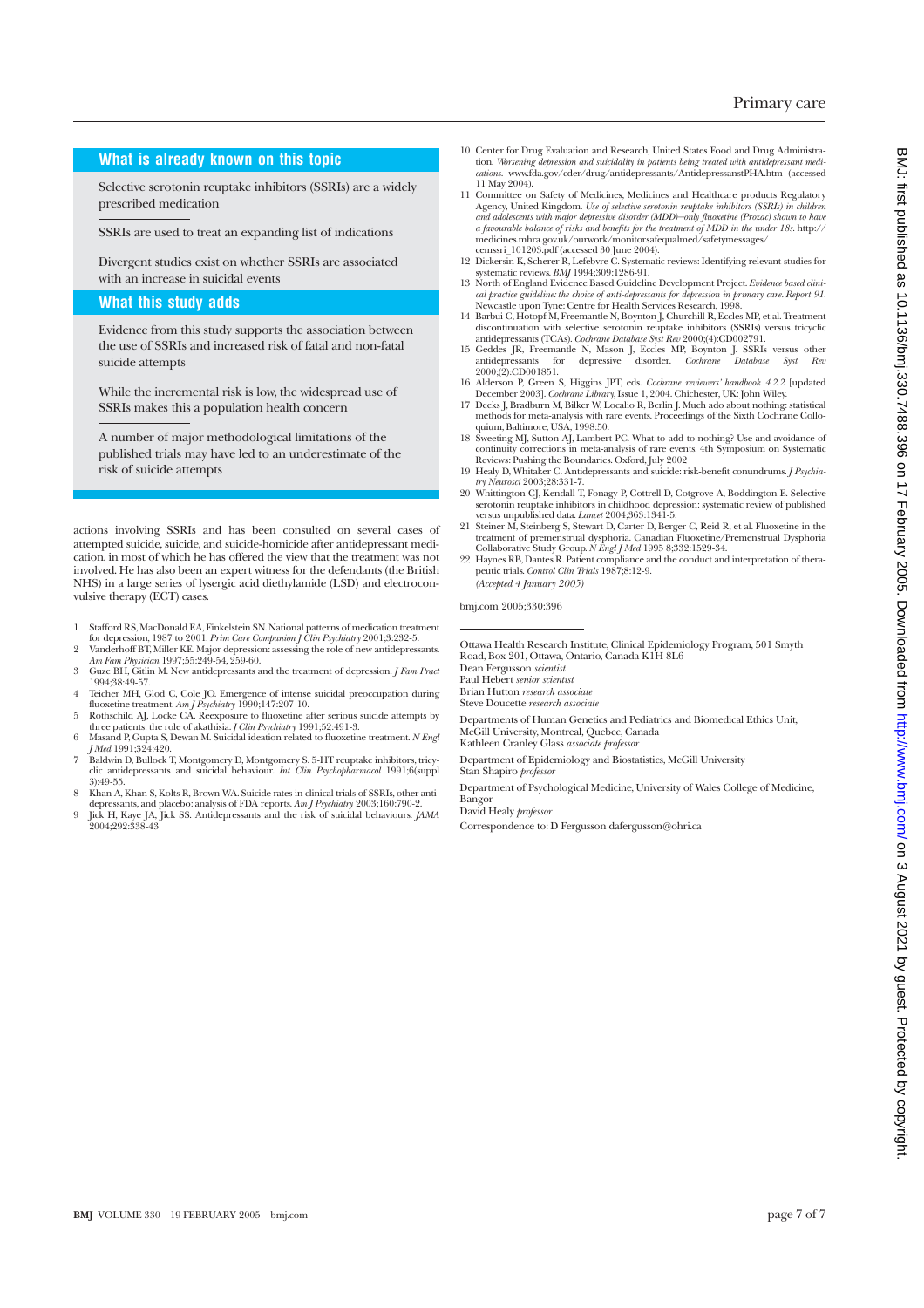## What is already known on this topic

Selective serotonin reuptake inhibitors (SSRIs) are a widely prescribed medication

SSRIs are used to treat an expanding list of indications

Divergent studies exist on whether SSRIs are associated with an increase in suicidal events

## What this study adds

Evidence from this study supports the association between the use of SSRIs and increased risk of fatal and non-fatal suicide attempts

While the incremental risk is low, the widespread use of SSRIs makes this a population health concern

A number of major methodological limitations of the published trials may have led to an underestimate of the risk of suicide attempts

actions involving SSRIs and has been consulted on several cases of attempted suicide, suicide, and suicide-homicide after antidepressant medication, in most of which he has offered the view that the treatment was not involved. He has also been an expert witness for the defendants (the British NHS) in a large series of lysergic acid diethylamide (LSD) and electroconvulsive therapy (ECT) cases.

1. Stafford RS, MacDonald EA, Finkelstein SN. National patterns of medication treatment for depression, 1987 to 2001. *Prim Care Companion J Clin Psychiatry* 2001;3:232-5.
2. Vanderhoff BT, Miller KE. Major depression: assessing the role of new antidepressants. *Am Fam Physician* 1997;55:249-54, 259-60.
3. Guze BH, Gitlin M. New antidepressants and the treatment of depression. *J Fam Pract* 1994;38:49-57.
4. Teicher MH, Glod C, Cole JO. Emergence of intense suicidal preoccupation during fluoxetine treatment. *Am J Psychiatry* 1990;147:207-10.
5. Rothschild AJ, Locke CA. Reexposure to fluoxetine after serious suicide attempts by three patients: the role of akathisia. *J Clin Psychiatry* 1991;52:491-3.
6. Masand P, Gupta S, Dewan M. Suicidal ideation related to fluoxetine treatment. *N Engl J Med* 1991;324:420.
7. Baldwin D, Bullock T, Montgomery D, Montgomery S. 5-HT reuptake inhibitors, tricyclic antidepressants and suicidal behaviour. *Int Clin Psychopharmacol* 1991;6(suppl 3):49-55.
8. Khan A, Khan S, Kolts R, Brown WA. Suicide rates in clinical trials of SSRIs, other antidepressants, and placebo: analysis of FDA reports. *Am J Psychiatry* 2003;160:790-2.
9. Jick H, Kaye JA, Jick SS. Antidepressants and the risk of suicidal behaviours. *JAMA* 2004;292:338-43
10. Center for Drug Evaluation and Research, United States Food and Drug Administration. *Worsening depression and suicidality in patients being treated with antidepressant medications.* www.fda.gov/cder/drug/antidepressants/AntidepressantsPHA.htm (accessed 11 May 2004).
11. Committee on Safety of Medicines, Medicines and Healthcare products Regulatory Agency, United Kingdom. *Use of selective serotonin reuptake inhibitors (SSRIs) in children and adolescents with major depressive disorder (MDD)—only fluoxetine (Prozac) shown to have a favourable balance of risks and benefits for the treatment of MDD in the under 18s.* http://medicines.mhra.gov.uk/ourwork/monitorsafequalmed/safetymessages/cemssri_101203.pdf (accessed 30 June 2004).
12. Dickersin K, Scherer R, Lefebvre C. Systematic reviews: Identifying relevant studies for systematic reviews. *BMJ* 1994;309:1286-91.
13. North of England Evidence Based Guideline Development Project. *Evidence based clinical practice guideline: the choice of anti-depressants for depression in primary care. Report 91.* Newcastle upon Tyne: Centre for Health Services Research, 1998.
14. Barbui C, Hotopf M, Freemantle N, Boynton J, Churchill R, Eccles MP, et al. Treatment discontinuation with selective serotonin reuptake inhibitors (SSRIs) versus tricyclic antidepressants (TCAs). *Cochrane Database Syst Rev* 2000;(4):CD002791.
15. Geddes JR, Freemantle N, Mason J, Eccles MP, Boynton J. SSRIs versus other antidepressants for depressive disorder. *Cochrane Database Syst Rev* 2000;(2):CD001851.
16. Alderson P, Green S, Higgins JPT, eds. *Cochrane reviewers' handbook 4.2.2* [updated December 2003]. *Cochrane Library*, Issue 1, 2004. Chichester, UK: John Wiley.
17. Deeks J, Bradburn M, Bilker W, Localio R, Berlin J. Much ado about nothing: statistical methods for meta-analysis with rare events. Proceedings of the Sixth Cochrane Colloquium, Baltimore, USA, 1998:50.
18. Sweeting MJ, Sutton AJ, Lambert PC. What to add to nothing? Use and avoidance of continuity corrections in meta-analysis of rare events. 4th Symposium on Systematic Reviews: Pushing the Boundaries. Oxford, July 2002
19. Healy D, Whitaker C. Antidepressants and suicide: risk-benefit conundrums. *J Psychiatry Neurosci* 2003;28:331-7.
20. Whittington CJ, Kendall T, Fonagy P, Cottrell D, Cotgrove A, Boddington E. Selective serotonin reuptake inhibitors in childhood depression: systematic review of published versus unpublished data. *Lancet* 2004;363:1341-5.
21. Steiner M, Steinberg S, Stewart D, Carter D, Berger C, Reid R, et al. Fluoxetine in the treatment of premenstrual dysphoria. Canadian Fluoxetine/Premenstrual Dysphoria Collaborative Study Group. *N Engl J Med* 1995 8;332:1529-34.
22. Haynes RB, Dantes R. Patient compliance and the conduct and interpretation of therapeutic trials. *Control Clin Trials* 1987;8:12-9.

*(Accepted 4 January 2005)*

bmj.com 2005;330:396

Ottawa Health Research Institute, Clinical Epidemiology Program, 501 Smyth Road, Box 201, Ottawa, Ontario, Canada K1H 8L6
Dean Fergusson *scientist*
Paul Hebert *senior scientist*
Brian Hutton *research associate*
Steve Doucette *research associate*

Departments of Human Genetics and Pediatrics and Biomedical Ethics Unit, McGill University, Montreal, Quebec, Canada
Kathleen Cranley Glass *associate professor*

Department of Epidemiology and Biostatistics, McGill University
Stan Shapiro *professor*

Department of Psychological Medicine, University of Wales College of Medicine, Bangor
David Healy *professor*

Correspondence to: D Fergusson dafergusson@ohri.ca